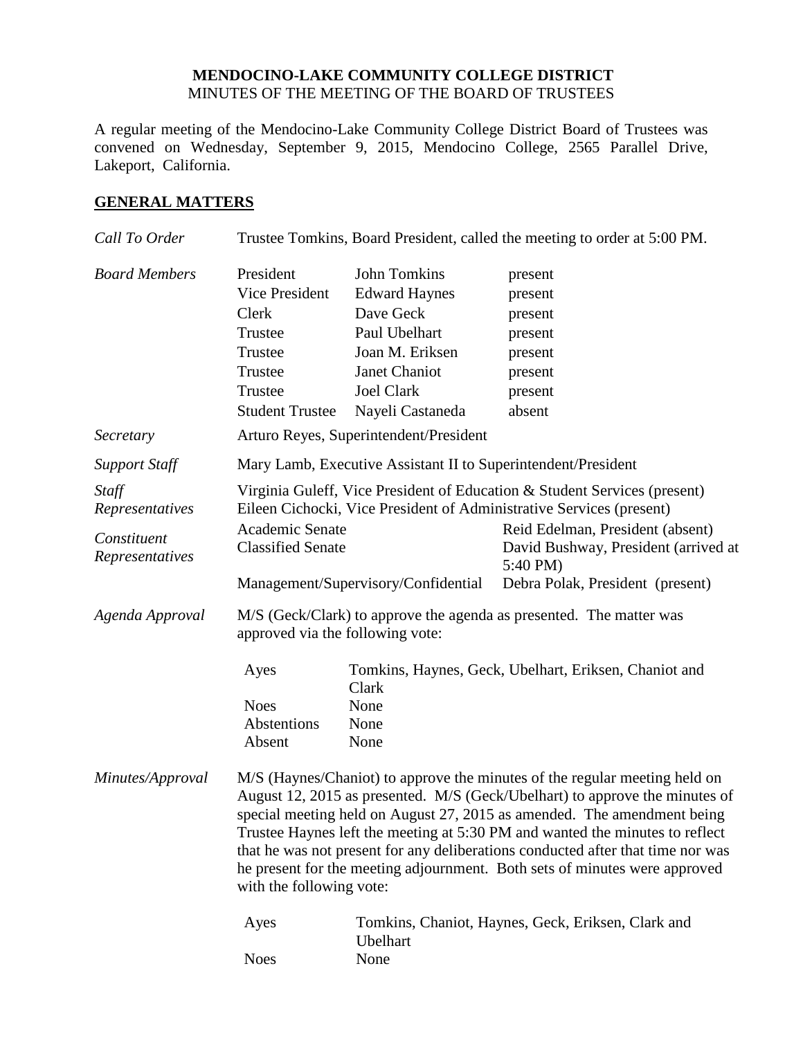**MENDOCINO-LAKE COMMUNITY COLLEGE DISTRICT**
MINUTES OF THE MEETING OF THE BOARD OF TRUSTEES

A regular meeting of the Mendocino-Lake Community College District Board of Trustees was convened on Wednesday, September 9, 2015, Mendocino College, 2565 Parallel Drive, Lakeport, California.

## GENERAL MATTERS

*Call To Order* — Trustee Tomkins, Board President, called the meeting to order at 5:00 PM.

*Board Members*

| | | |
|---|---|---|
| President | John Tomkins | present |
| Vice President | Edward Haynes | present |
| Clerk | Dave Geck | present |
| Trustee | Paul Ubelhart | present |
| Trustee | Joan M. Eriksen | present |
| Trustee | Janet Chaniot | present |
| Trustee | Joel Clark | present |
| Student Trustee | Nayeli Castaneda | absent |

*Secretary* — Arturo Reyes, Superintendent/President

*Support Staff* — Mary Lamb, Executive Assistant II to Superintendent/President

*Staff Representatives* — Virginia Guleff, Vice President of Education & Student Services (present)
Eileen Cichocki, Vice President of Administrative Services (present)

*Constituent Representatives*

| | |
|---|---|
| Academic Senate | Reid Edelman, President (absent) |
| Classified Senate | David Bushway, President (arrived at 5:40 PM) |
| Management/Supervisory/Confidential | Debra Polak, President (present) |

*Agenda Approval* — M/S (Geck/Clark) to approve the agenda as presented. The matter was approved via the following vote:

| | |
|---|---|
| Ayes | Tomkins, Haynes, Geck, Ubelhart, Eriksen, Chaniot and Clark |
| Noes | None |
| Abstentions | None |
| Absent | None |

*Minutes/Approval* — M/S (Haynes/Chaniot) to approve the minutes of the regular meeting held on August 12, 2015 as presented. M/S (Geck/Ubelhart) to approve the minutes of special meeting held on August 27, 2015 as amended. The amendment being Trustee Haynes left the meeting at 5:30 PM and wanted the minutes to reflect that he was not present for any deliberations conducted after that time nor was he present for the meeting adjournment. Both sets of minutes were approved with the following vote:

| | |
|---|---|
| Ayes | Tomkins, Chaniot, Haynes, Geck, Eriksen, Clark and Ubelhart |
| Noes | None |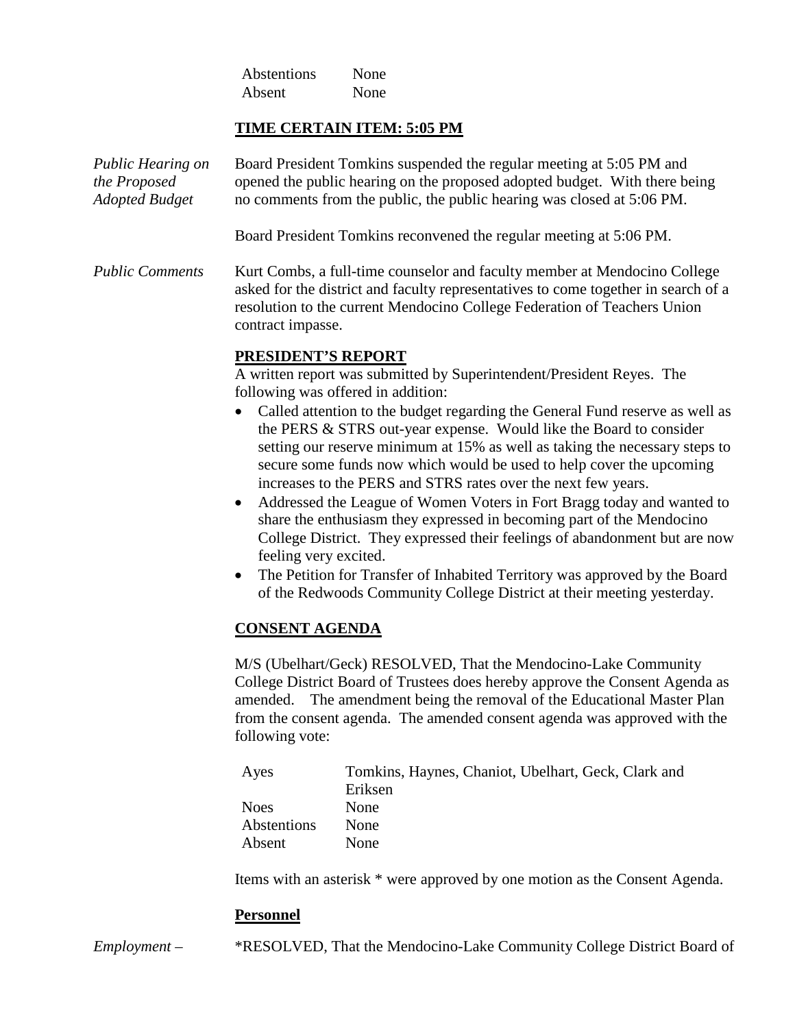| | |
|---|---|
| Abstentions | None |
| Absent | None |

## TIME CERTAIN ITEM: 5:05 PM

*Public Hearing on the Proposed Adopted Budget*

Board President Tomkins suspended the regular meeting at 5:05 PM and opened the public hearing on the proposed adopted budget. With there being no comments from the public, the public hearing was closed at 5:06 PM.

Board President Tomkins reconvened the regular meeting at 5:06 PM.

*Public Comments*

Kurt Combs, a full-time counselor and faculty member at Mendocino College asked for the district and faculty representatives to come together in search of a resolution to the current Mendocino College Federation of Teachers Union contract impasse.

## PRESIDENT'S REPORT

A written report was submitted by Superintendent/President Reyes. The following was offered in addition:

- Called attention to the budget regarding the General Fund reserve as well as the PERS & STRS out-year expense. Would like the Board to consider setting our reserve minimum at 15% as well as taking the necessary steps to secure some funds now which would be used to help cover the upcoming increases to the PERS and STRS rates over the next few years.
- Addressed the League of Women Voters in Fort Bragg today and wanted to share the enthusiasm they expressed in becoming part of the Mendocino College District. They expressed their feelings of abandonment but are now feeling very excited.
- The Petition for Transfer of Inhabited Territory was approved by the Board of the Redwoods Community College District at their meeting yesterday.

## CONSENT AGENDA

M/S (Ubelhart/Geck) RESOLVED, That the Mendocino-Lake Community College District Board of Trustees does hereby approve the Consent Agenda as amended. The amendment being the removal of the Educational Master Plan from the consent agenda. The amended consent agenda was approved with the following vote:

| | |
|---|---|
| Ayes | Tomkins, Haynes, Chaniot, Ubelhart, Geck, Clark and Eriksen |
| Noes | None |
| Abstentions | None |
| Absent | None |

Items with an asterisk * were approved by one motion as the Consent Agenda.

### Personnel

*Employment –*

*RESOLVED, That the Mendocino-Lake Community College District Board of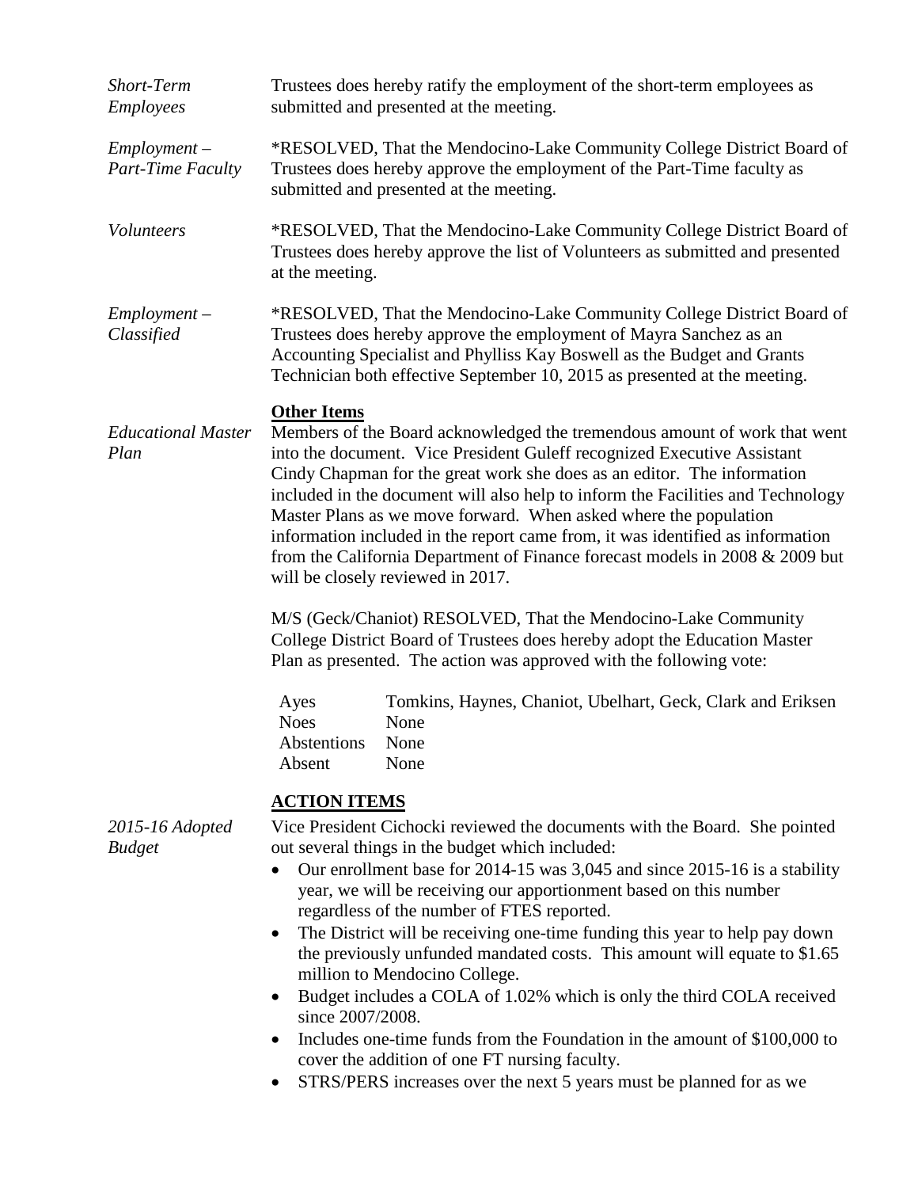*Short-Term Employees*

Trustees does hereby ratify the employment of the short-term employees as submitted and presented at the meeting.

*Employment – Part-Time Faculty*

*RESOLVED, That the Mendocino-Lake Community College District Board of Trustees does hereby approve the employment of the Part-Time faculty as submitted and presented at the meeting.

*Volunteers*

*RESOLVED, That the Mendocino-Lake Community College District Board of Trustees does hereby approve the list of Volunteers as submitted and presented at the meeting.

*Employment – Classified*

*RESOLVED, That the Mendocino-Lake Community College District Board of Trustees does hereby approve the employment of Mayra Sanchez as an Accounting Specialist and Phylliss Kay Boswell as the Budget and Grants Technician both effective September 10, 2015 as presented at the meeting.

**Other Items**

*Educational Master Plan*

Members of the Board acknowledged the tremendous amount of work that went into the document. Vice President Guleff recognized Executive Assistant Cindy Chapman for the great work she does as an editor. The information included in the document will also help to inform the Facilities and Technology Master Plans as we move forward. When asked where the population information included in the report came from, it was identified as information from the California Department of Finance forecast models in 2008 & 2009 but will be closely reviewed in 2017.

M/S (Geck/Chaniot) RESOLVED, That the Mendocino-Lake Community College District Board of Trustees does hereby adopt the Education Master Plan as presented. The action was approved with the following vote:

| | |
|---|---|
| Ayes | Tomkins, Haynes, Chaniot, Ubelhart, Geck, Clark and Eriksen |
| Noes | None |
| Abstentions | None |
| Absent | None |

**ACTION ITEMS**

*2015-16 Adopted Budget*

Vice President Cichocki reviewed the documents with the Board. She pointed out several things in the budget which included:

- Our enrollment base for 2014-15 was 3,045 and since 2015-16 is a stability year, we will be receiving our apportionment based on this number regardless of the number of FTES reported.
- The District will be receiving one-time funding this year to help pay down the previously unfunded mandated costs. This amount will equate to $1.65 million to Mendocino College.
- Budget includes a COLA of 1.02% which is only the third COLA received since 2007/2008.
- Includes one-time funds from the Foundation in the amount of $100,000 to cover the addition of one FT nursing faculty.
- STRS/PERS increases over the next 5 years must be planned for as we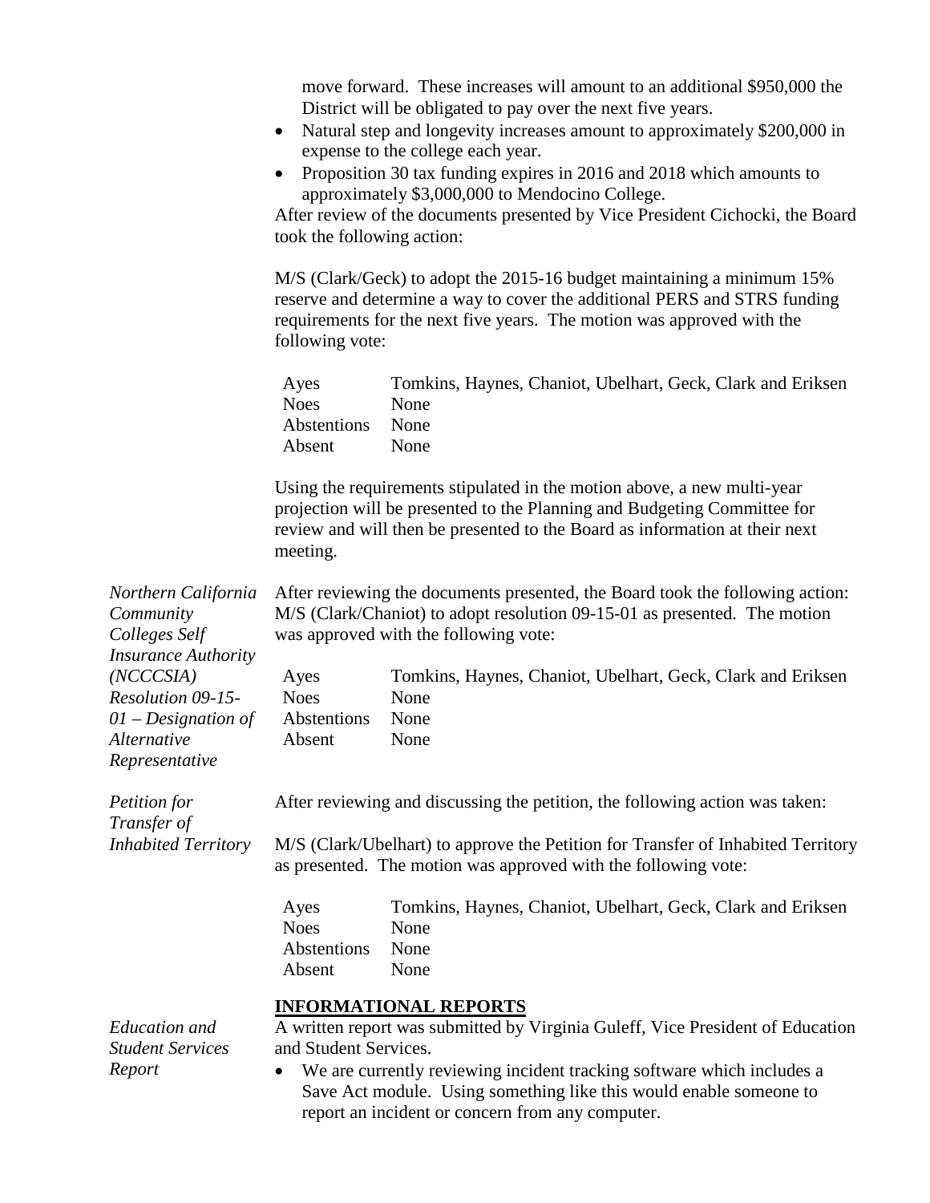move forward. These increases will amount to an additional $950,000 the District will be obligated to pay over the next five years.

- Natural step and longevity increases amount to approximately $200,000 in expense to the college each year.
- Proposition 30 tax funding expires in 2016 and 2018 which amounts to approximately $3,000,000 to Mendocino College.

After review of the documents presented by Vice President Cichocki, the Board took the following action:

M/S (Clark/Geck) to adopt the 2015-16 budget maintaining a minimum 15% reserve and determine a way to cover the additional PERS and STRS funding requirements for the next five years. The motion was approved with the following vote:

| | |
|---|---|
| Ayes | Tomkins, Haynes, Chaniot, Ubelhart, Geck, Clark and Eriksen |
| Noes | None |
| Abstentions | None |
| Absent | None |

Using the requirements stipulated in the motion above, a new multi-year projection will be presented to the Planning and Budgeting Committee for review and will then be presented to the Board as information at their next meeting.

*Northern California Community Colleges Self Insurance Authority (NCCCSIA) Resolution 09-15-01 – Designation of Alternative Representative*

After reviewing the documents presented, the Board took the following action: M/S (Clark/Chaniot) to adopt resolution 09-15-01 as presented. The motion was approved with the following vote:

| | |
|---|---|
| Ayes | Tomkins, Haynes, Chaniot, Ubelhart, Geck, Clark and Eriksen |
| Noes | None |
| Abstentions | None |
| Absent | None |

*Petition for Transfer of Inhabited Territory*

After reviewing and discussing the petition, the following action was taken:

M/S (Clark/Ubelhart) to approve the Petition for Transfer of Inhabited Territory as presented. The motion was approved with the following vote:

| | |
|---|---|
| Ayes | Tomkins, Haynes, Chaniot, Ubelhart, Geck, Clark and Eriksen |
| Noes | None |
| Abstentions | None |
| Absent | None |

## INFORMATIONAL REPORTS

*Education and Student Services Report*

A written report was submitted by Virginia Guleff, Vice President of Education and Student Services.

- We are currently reviewing incident tracking software which includes a Save Act module. Using something like this would enable someone to report an incident or concern from any computer.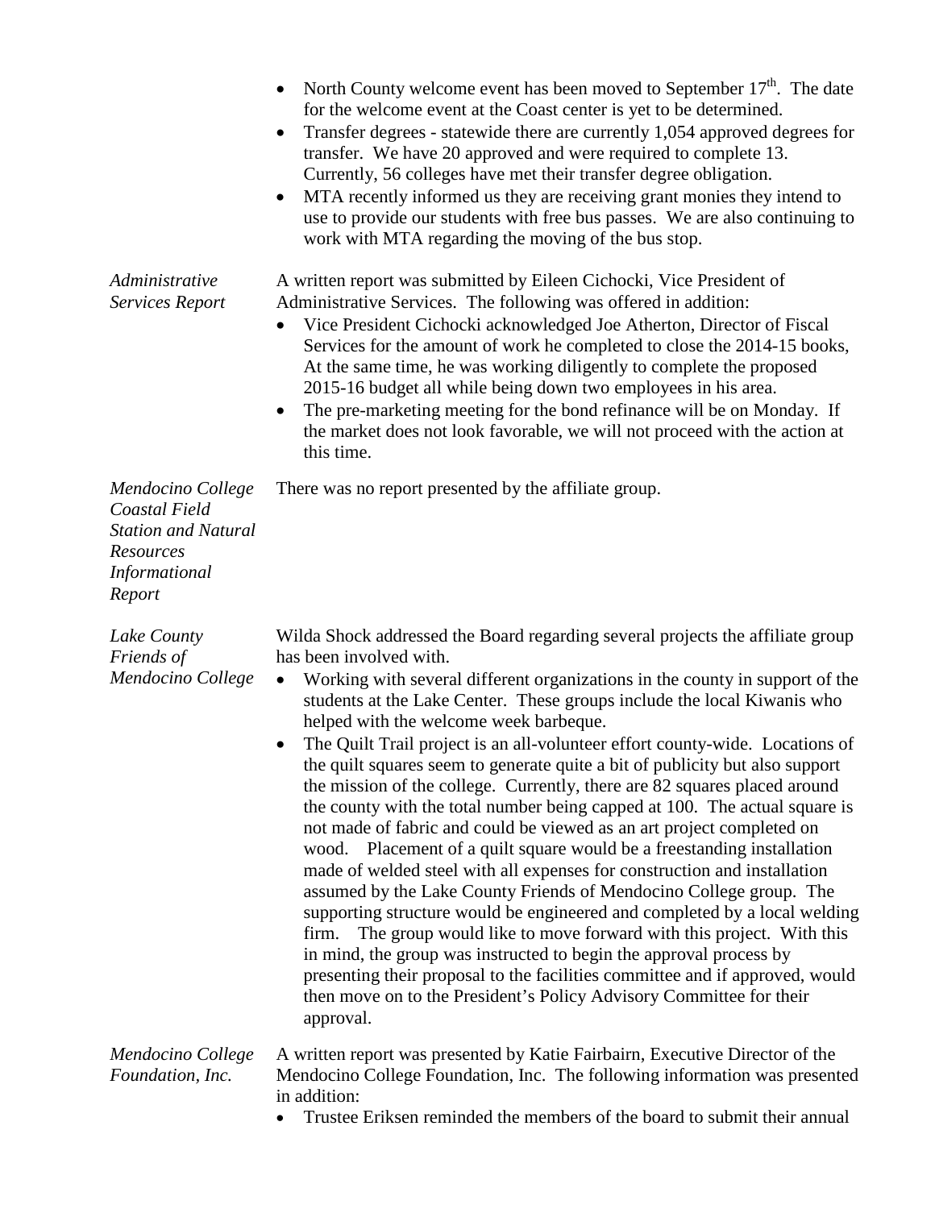- North County welcome event has been moved to September 17th. The date for the welcome event at the Coast center is yet to be determined.
- Transfer degrees - statewide there are currently 1,054 approved degrees for transfer. We have 20 approved and were required to complete 13. Currently, 56 colleges have met their transfer degree obligation.
- MTA recently informed us they are receiving grant monies they intend to use to provide our students with free bus passes. We are also continuing to work with MTA regarding the moving of the bus stop.

*Administrative Services Report*

A written report was submitted by Eileen Cichocki, Vice President of Administrative Services. The following was offered in addition:

- Vice President Cichocki acknowledged Joe Atherton, Director of Fiscal Services for the amount of work he completed to close the 2014-15 books, At the same time, he was working diligently to complete the proposed 2015-16 budget all while being down two employees in his area.
- The pre-marketing meeting for the bond refinance will be on Monday. If the market does not look favorable, we will not proceed with the action at this time.

*Mendocino College Coastal Field Station and Natural Resources Informational Report*

There was no report presented by the affiliate group.

*Lake County Friends of Mendocino College*

Wilda Shock addressed the Board regarding several projects the affiliate group has been involved with.

- Working with several different organizations in the county in support of the students at the Lake Center. These groups include the local Kiwanis who helped with the welcome week barbeque.
- The Quilt Trail project is an all-volunteer effort county-wide. Locations of the quilt squares seem to generate quite a bit of publicity but also support the mission of the college. Currently, there are 82 squares placed around the county with the total number being capped at 100. The actual square is not made of fabric and could be viewed as an art project completed on wood. Placement of a quilt square would be a freestanding installation made of welded steel with all expenses for construction and installation assumed by the Lake County Friends of Mendocino College group. The supporting structure would be engineered and completed by a local welding firm. The group would like to move forward with this project. With this in mind, the group was instructed to begin the approval process by presenting their proposal to the facilities committee and if approved, would then move on to the President's Policy Advisory Committee for their approval.

*Mendocino College Foundation, Inc.*

A written report was presented by Katie Fairbairn, Executive Director of the Mendocino College Foundation, Inc. The following information was presented in addition:

- Trustee Eriksen reminded the members of the board to submit their annual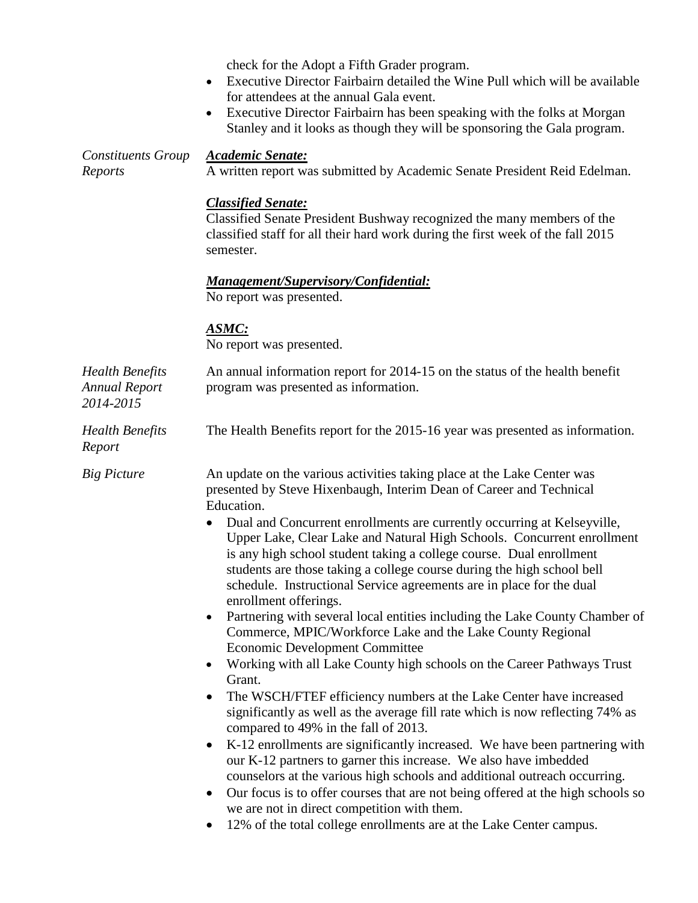check for the Adopt a Fifth Grader program.

- Executive Director Fairbairn detailed the Wine Pull which will be available for attendees at the annual Gala event.
- Executive Director Fairbairn has been speaking with the folks at Morgan Stanley and it looks as though they will be sponsoring the Gala program.

*Constituents Group Reports*

***Academic Senate:***
A written report was submitted by Academic Senate President Reid Edelman.

***Classified Senate:***
Classified Senate President Bushway recognized the many members of the classified staff for all their hard work during the first week of the fall 2015 semester.

***Management/Supervisory/Confidential:***
No report was presented.

***ASMC:***
No report was presented.

*Health Benefits Annual Report 2014-2015*

An annual information report for 2014-15 on the status of the health benefit program was presented as information.

*Health Benefits Report*

The Health Benefits report for the 2015-16 year was presented as information.

*Big Picture*

An update on the various activities taking place at the Lake Center was presented by Steve Hixenbaugh, Interim Dean of Career and Technical Education.

- Dual and Concurrent enrollments are currently occurring at Kelseyville, Upper Lake, Clear Lake and Natural High Schools. Concurrent enrollment is any high school student taking a college course. Dual enrollment students are those taking a college course during the high school bell schedule. Instructional Service agreements are in place for the dual enrollment offerings.
- Partnering with several local entities including the Lake County Chamber of Commerce, MPIC/Workforce Lake and the Lake County Regional Economic Development Committee
- Working with all Lake County high schools on the Career Pathways Trust Grant.
- The WSCH/FTEF efficiency numbers at the Lake Center have increased significantly as well as the average fill rate which is now reflecting 74% as compared to 49% in the fall of 2013.
- K-12 enrollments are significantly increased. We have been partnering with our K-12 partners to garner this increase. We also have imbedded counselors at the various high schools and additional outreach occurring.
- Our focus is to offer courses that are not being offered at the high schools so we are not in direct competition with them.
- 12% of the total college enrollments are at the Lake Center campus.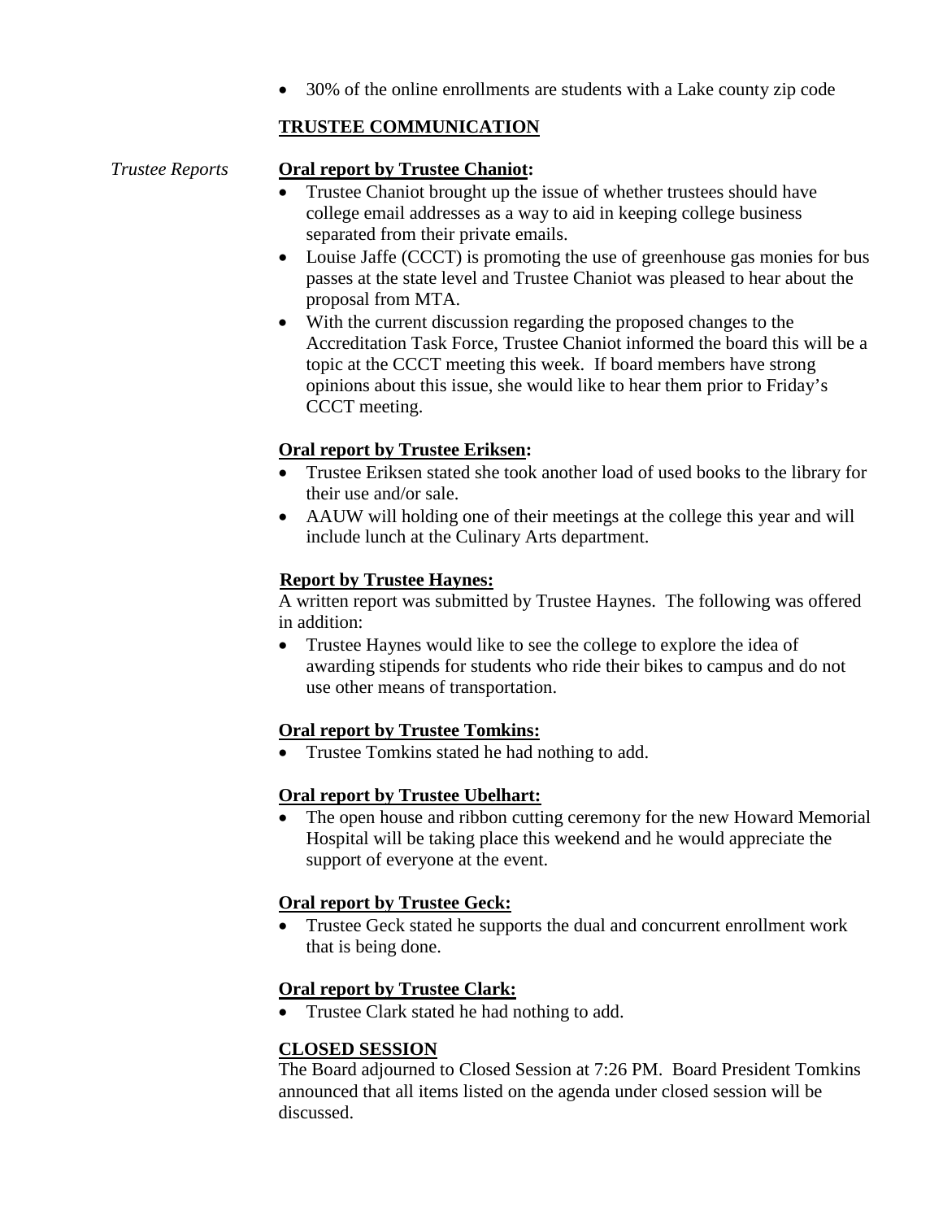- 30% of the online enrollments are students with a Lake county zip code

## TRUSTEE COMMUNICATION

*Trustee Reports*

**Oral report by Trustee Chaniot:**

- Trustee Chaniot brought up the issue of whether trustees should have college email addresses as a way to aid in keeping college business separated from their private emails.
- Louise Jaffe (CCCT) is promoting the use of greenhouse gas monies for bus passes at the state level and Trustee Chaniot was pleased to hear about the proposal from MTA.
- With the current discussion regarding the proposed changes to the Accreditation Task Force, Trustee Chaniot informed the board this will be a topic at the CCCT meeting this week. If board members have strong opinions about this issue, she would like to hear them prior to Friday's CCCT meeting.

**Oral report by Trustee Eriksen:**

- Trustee Eriksen stated she took another load of used books to the library for their use and/or sale.
- AAUW will holding one of their meetings at the college this year and will include lunch at the Culinary Arts department.

**Report by Trustee Haynes:**

A written report was submitted by Trustee Haynes. The following was offered in addition:

- Trustee Haynes would like to see the college to explore the idea of awarding stipends for students who ride their bikes to campus and do not use other means of transportation.

**Oral report by Trustee Tomkins:**

- Trustee Tomkins stated he had nothing to add.

**Oral report by Trustee Ubelhart:**

- The open house and ribbon cutting ceremony for the new Howard Memorial Hospital will be taking place this weekend and he would appreciate the support of everyone at the event.

**Oral report by Trustee Geck:**

- Trustee Geck stated he supports the dual and concurrent enrollment work that is being done.

**Oral report by Trustee Clark:**

- Trustee Clark stated he had nothing to add.

**CLOSED SESSION**

The Board adjourned to Closed Session at 7:26 PM. Board President Tomkins announced that all items listed on the agenda under closed session will be discussed.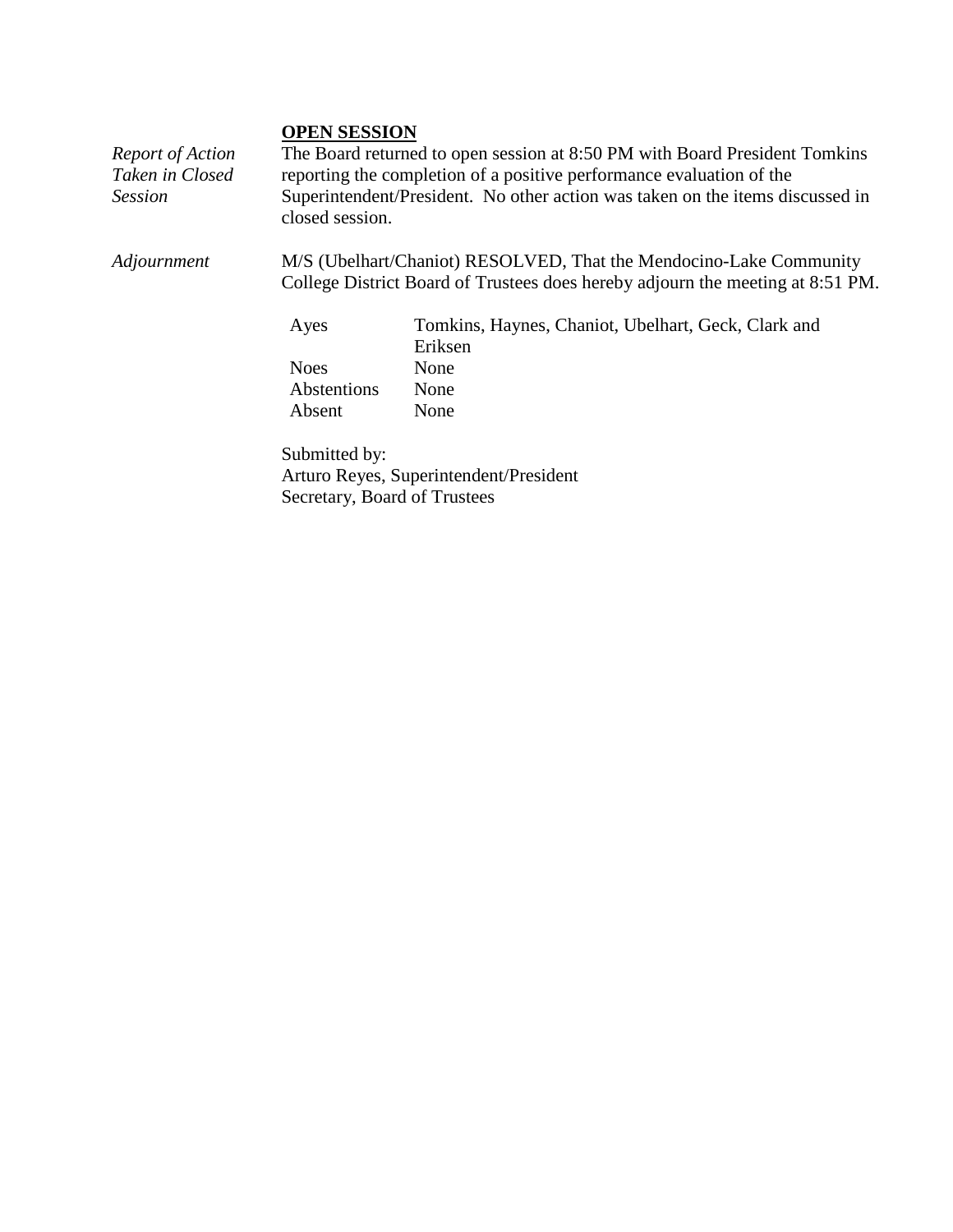## **OPEN SESSION**

*Report of Action Taken in Closed Session*

The Board returned to open session at 8:50 PM with Board President Tomkins reporting the completion of a positive performance evaluation of the Superintendent/President. No other action was taken on the items discussed in closed session.

*Adjournment*

M/S (Ubelhart/Chaniot) RESOLVED, That the Mendocino-Lake Community College District Board of Trustees does hereby adjourn the meeting at 8:51 PM.

| | |
|---|---|
| Ayes | Tomkins, Haynes, Chaniot, Ubelhart, Geck, Clark and Eriksen |
| Noes | None |
| Abstentions | None |
| Absent | None |

Submitted by:
Arturo Reyes, Superintendent/President
Secretary, Board of Trustees